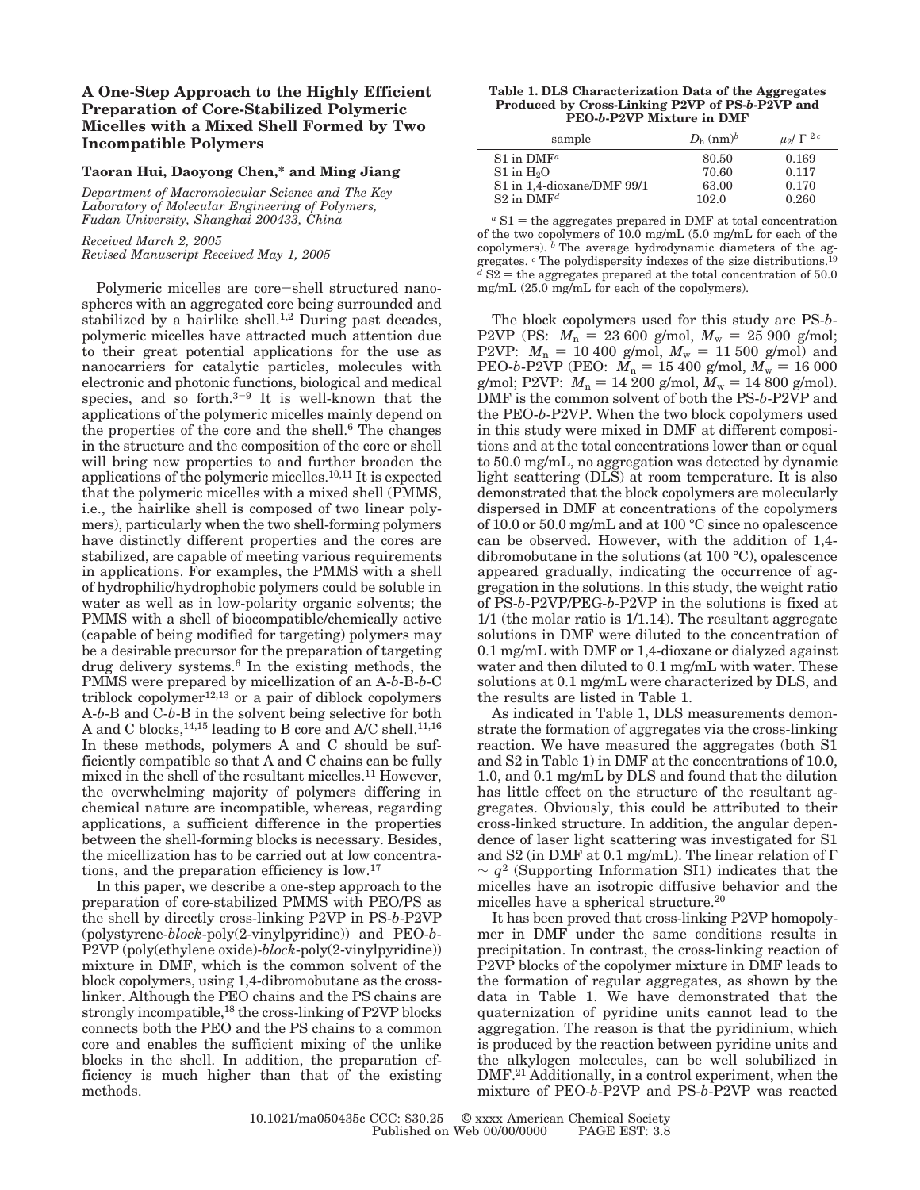# A One-Step Approach to the Highly Efficient Preparation of Core-Stabilized Polymeric Micelles with a Mixed Shell Formed by Two Incompatible Polymers

**Taoran Hui, Daoyong Chen,* and Ming Jiang**

*Department of Macromolecular Science and The Key Laboratory of Molecular Engineering of Polymers, Fudan University, Shanghai 200433, China*

*Received March 2, 2005*
*Revised Manuscript Received May 1, 2005*

Polymeric micelles are core−shell structured nanospheres with an aggregated core being surrounded and stabilized by a hairlike shell.[1,2] During past decades, polymeric micelles have attracted much attention due to their great potential applications for the use as nanocarriers for catalytic particles, molecules with electronic and photonic functions, biological and medical species, and so forth.[3−9] It is well-known that the applications of the polymeric micelles mainly depend on the properties of the core and the shell.[6] The changes in the structure and the composition of the core or shell will bring new properties to and further broaden the applications of the polymeric micelles.[10,11] It is expected that the polymeric micelles with a mixed shell (PMMS, i.e., the hairlike shell is composed of two linear polymers), particularly when the two shell-forming polymers have distinctly different properties and the cores are stabilized, are capable of meeting various requirements in applications. For examples, the PMMS with a shell of hydrophilic/hydrophobic polymers could be soluble in water as well as in low-polarity organic solvents; the PMMS with a shell of biocompatible/chemically active (capable of being modified for targeting) polymers may be a desirable precursor for the preparation of targeting drug delivery systems.[6] In the existing methods, the PMMS were prepared by micellization of an A-*b*-B-*b*-C triblock copolymer[12,13] or a pair of diblock copolymers A-*b*-B and C-*b*-B in the solvent being selective for both A and C blocks,[14,15] leading to B core and A/C shell.[11,16] In these methods, polymers A and C should be sufficiently compatible so that A and C chains can be fully mixed in the shell of the resultant micelles.[11] However, the overwhelming majority of polymers differing in chemical nature are incompatible, whereas, regarding applications, a sufficient difference in the properties between the shell-forming blocks is necessary. Besides, the micellization has to be carried out at low concentrations, and the preparation efficiency is low.[17]

In this paper, we describe a one-step approach to the preparation of core-stabilized PMMS with PEO/PS as the shell by directly cross-linking P2VP in PS-*b*-P2VP (polystyrene-*block*-poly(2-vinylpyridine)) and PEO-*b*-P2VP (poly(ethylene oxide)-*block*-poly(2-vinylpyridine)) mixture in DMF, which is the common solvent of the block copolymers, using 1,4-dibromobutane as the cross-linker. Although the PEO chains and the PS chains are strongly incompatible,[18] the cross-linking of P2VP blocks connects both the PEO and the PS chains to a common core and enables the sufficient mixing of the unlike blocks in the shell. In addition, the preparation efficiency is much higher than that of the existing methods.

**Table 1. DLS Characterization Data of the Aggregates Produced by Cross-Linking P2VP of PS-*b*-P2VP and PEO-*b*-P2VP Mixture in DMF**

| sample | $D_h$ (nm)[b] | $\mu_2/\Gamma^2$ [c] |
|---|---|---|
| S1 in DMF[a] | 80.50 | 0.169 |
| S1 in $H_2O$ | 70.60 | 0.117 |
| S1 in 1,4-dioxane/DMF 99/1 | 63.00 | 0.170 |
| S2 in DMF[d] | 102.0 | 0.260 |

[a] S1 = the aggregates prepared in DMF at total concentration of the two copolymers of 10.0 mg/mL (5.0 mg/mL for each of the copolymers). [b] The average hydrodynamic diameters of the aggregates. [c] The polydispersity indexes of the size distributions.[19] [d] S2 = the aggregates prepared at the total concentration of 50.0 mg/mL (25.0 mg/mL for each of the copolymers).

The block copolymers used for this study are PS-*b*-P2VP (PS: $M_n$ = 23 600 g/mol, $M_w$ = 25 900 g/mol; P2VP: $M_n$ = 10 400 g/mol, $M_w$ = 11 500 g/mol) and PEO-*b*-P2VP (PEO: $M_n$ = 15 400 g/mol, $M_w$ = 16 000 g/mol; P2VP: $M_n$ = 14 200 g/mol, $M_w$ = 14 800 g/mol). DMF is the common solvent of both the PS-*b*-P2VP and the PEO-*b*-P2VP. When the two block copolymers used in this study were mixed in DMF at different compositions and at the total concentrations lower than or equal to 50.0 mg/mL, no aggregation was detected by dynamic light scattering (DLS) at room temperature. It is also demonstrated that the block copolymers are molecularly dispersed in DMF at concentrations of the copolymers of 10.0 or 50.0 mg/mL and at 100 °C since no opalescence can be observed. However, with the addition of 1,4-dibromobutane in the solutions (at 100 °C), opalescence appeared gradually, indicating the occurrence of aggregation in the solutions. In this study, the weight ratio of PS-*b*-P2VP/PEG-*b*-P2VP in the solutions is fixed at 1/1 (the molar ratio is 1/1.14). The resultant aggregate solutions in DMF were diluted to the concentration of 0.1 mg/mL with DMF or 1,4-dioxane or dialyzed against water and then diluted to 0.1 mg/mL with water. These solutions at 0.1 mg/mL were characterized by DLS, and the results are listed in Table 1.

As indicated in Table 1, DLS measurements demonstrate the formation of aggregates via the cross-linking reaction. We have measured the aggregates (both S1 and S2 in Table 1) in DMF at the concentrations of 10.0, 1.0, and 0.1 mg/mL by DLS and found that the dilution has little effect on the structure of the resultant aggregates. Obviously, this could be attributed to their cross-linked structure. In addition, the angular dependence of laser light scattering was investigated for S1 and S2 (in DMF at 0.1 mg/mL). The linear relation of $\Gamma \sim q^2$ (Supporting Information SI1) indicates that the micelles have an isotropic diffusive behavior and the micelles have a spherical structure.[20]

It has been proved that cross-linking P2VP homopolymer in DMF under the same conditions results in precipitation. In contrast, the cross-linking reaction of P2VP blocks of the copolymer mixture in DMF leads to the formation of regular aggregates, as shown by the data in Table 1. We have demonstrated that the quaternization of pyridine units cannot lead to the aggregation. The reason is that the pyridinium, which is produced by the reaction between pyridine units and the alkylogen molecules, can be well solubilized in DMF.[21] Additionally, in a control experiment, when the mixture of PEO-*b*-P2VP and PS-*b*-P2VP was reacted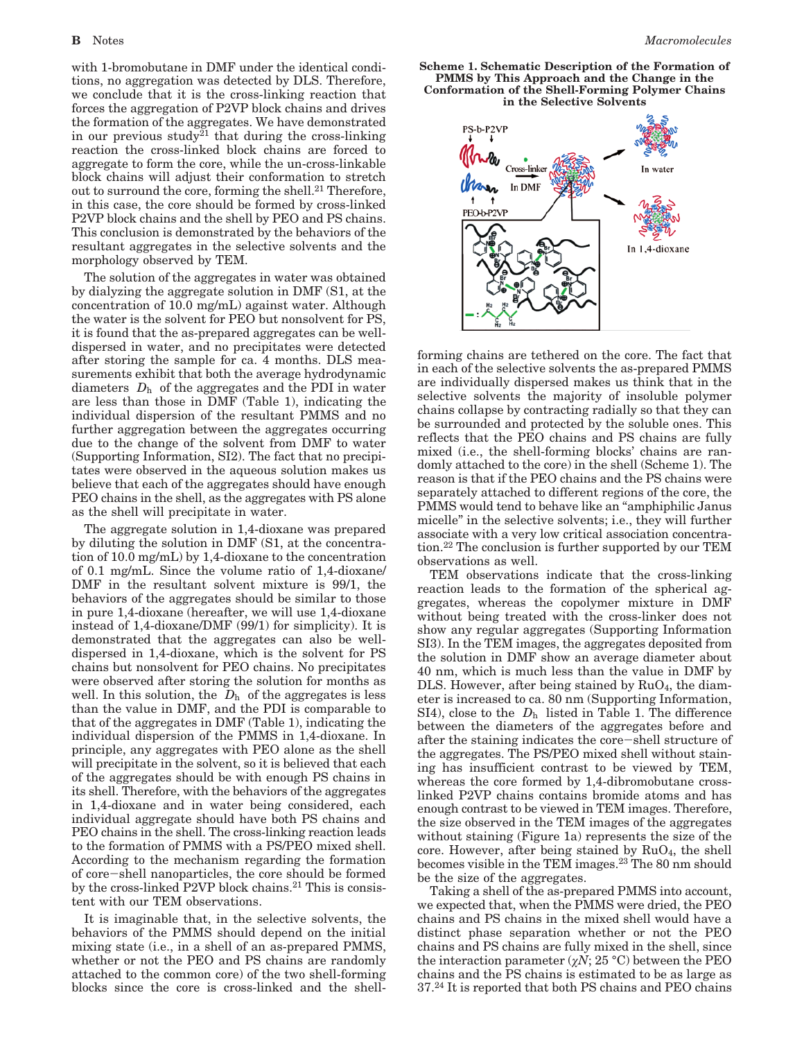with 1-bromobutane in DMF under the identical conditions, no aggregation was detected by DLS. Therefore, we conclude that it is the cross-linking reaction that forces the aggregation of P2VP block chains and drives the formation of the aggregates. We have demonstrated in our previous study[21] that during the cross-linking reaction the cross-linked block chains are forced to aggregate to form the core, while the un-cross-linkable block chains will adjust their conformation to stretch out to surround the core, forming the shell.[21] Therefore, in this case, the core should be formed by cross-linked P2VP block chains and the shell by PEO and PS chains. This conclusion is demonstrated by the behaviors of the resultant aggregates in the selective solvents and the morphology observed by TEM.

The solution of the aggregates in water was obtained by dialyzing the aggregate solution in DMF (S1, at the concentration of 10.0 mg/mL) against water. Although the water is the solvent for PEO but nonsolvent for PS, it is found that the as-prepared aggregates can be well-dispersed in water, and no precipitates were detected after storing the sample for ca. 4 months. DLS measurements exhibit that both the average hydrodynamic diameters $D_h$ of the aggregates and the PDI in water are less than those in DMF (Table 1), indicating the individual dispersion of the resultant PMMS and no further aggregation between the aggregates occurring due to the change of the solvent from DMF to water (Supporting Information, SI2). The fact that no precipitates were observed in the aqueous solution makes us believe that each of the aggregates should have enough PEO chains in the shell, as the aggregates with PS alone as the shell will precipitate in water.

The aggregate solution in 1,4-dioxane was prepared by diluting the solution in DMF (S1, at the concentration of 10.0 mg/mL) by 1,4-dioxane to the concentration of 0.1 mg/mL. Since the volume ratio of 1,4-dioxane/DMF in the resultant solvent mixture is 99/1, the behaviors of the aggregates should be similar to those in pure 1,4-dioxane (hereafter, we will use 1,4-dioxane instead of 1,4-dioxane/DMF (99/1) for simplicity). It is demonstrated that the aggregates can also be well-dispersed in 1,4-dioxane, which is the solvent for PS chains but nonsolvent for PEO chains. No precipitates were observed after storing the solution for months as well. In this solution, the $D_h$ of the aggregates is less than the value in DMF, and the PDI is comparable to that of the aggregates in DMF (Table 1), indicating the individual dispersion of the PMMS in 1,4-dioxane. In principle, any aggregates with PEO alone as the shell will precipitate in the solvent, so it is believed that each of the aggregates should be with enough PS chains in its shell. Therefore, with the behaviors of the aggregates in 1,4-dioxane and in water being considered, each individual aggregate should have both PS chains and PEO chains in the shell. The cross-linking reaction leads to the formation of PMMS with a PS/PEO mixed shell. According to the mechanism regarding the formation of core–shell nanoparticles, the core should be formed by the cross-linked P2VP block chains.[21] This is consistent with our TEM observations.

It is imaginable that, in the selective solvents, the behaviors of the PMMS should depend on the initial mixing state (i.e., in a shell of an as-prepared PMMS, whether or not the PEO and PS chains are randomly attached to the common core) of the two shell-forming blocks since the core is cross-linked and the shell-forming chains are tethered on the core. The fact that in each of the selective solvents the as-prepared PMMS are individually dispersed makes us think that in the selective solvents the majority of insoluble polymer chains collapse by contracting radially so that they can be surrounded and protected by the soluble ones. This reflects that the PEO chains and PS chains are fully mixed (i.e., the shell-forming blocks' chains are randomly attached to the core) in the shell (Scheme 1). The reason is that if the PEO chains and the PS chains were separately attached to different regions of the core, the PMMS would tend to behave like an "amphiphilic Janus micelle" in the selective solvents; i.e., they will further associate with a very low critical association concentration.[22] The conclusion is further supported by our TEM observations as well.

**Scheme 1. Schematic Description of the Formation of PMMS by This Approach and the Change in the Conformation of the Shell-Forming Polymer Chains in the Selective Solvents**

TEM observations indicate that the cross-linking reaction leads to the formation of the spherical aggregates, whereas the copolymer mixture in DMF without being treated with the cross-linker does not show any regular aggregates (Supporting Information SI3). In the TEM images, the aggregates deposited from the solution in DMF show an average diameter about 40 nm, which is much less than the value in DMF by DLS. However, after being stained by $RuO_4$, the diameter is increased to ca. 80 nm (Supporting Information, SI4), close to the $D_h$ listed in Table 1. The difference between the diameters of the aggregates before and after the staining indicates the core–shell structure of the aggregates. The PS/PEO mixed shell without staining has insufficient contrast to be viewed by TEM, whereas the core formed by 1,4-dibromobutane cross-linked P2VP chains contains bromide atoms and has enough contrast to be viewed in TEM images. Therefore, the size observed in the TEM images of the aggregates without staining (Figure 1a) represents the size of the core. However, after being stained by $RuO_4$, the shell becomes visible in the TEM images.[23] The 80 nm should be the size of the aggregates.

Taking a shell of the as-prepared PMMS into account, we expected that, when the PMMS were dried, the PEO chains and PS chains in the mixed shell would have a distinct phase separation whether or not the PEO chains and PS chains are fully mixed in the shell, since the interaction parameter ($\chi N$; 25 °C) between the PEO chains and the PS chains is estimated to be as large as 37.[24] It is reported that both PS chains and PEO chains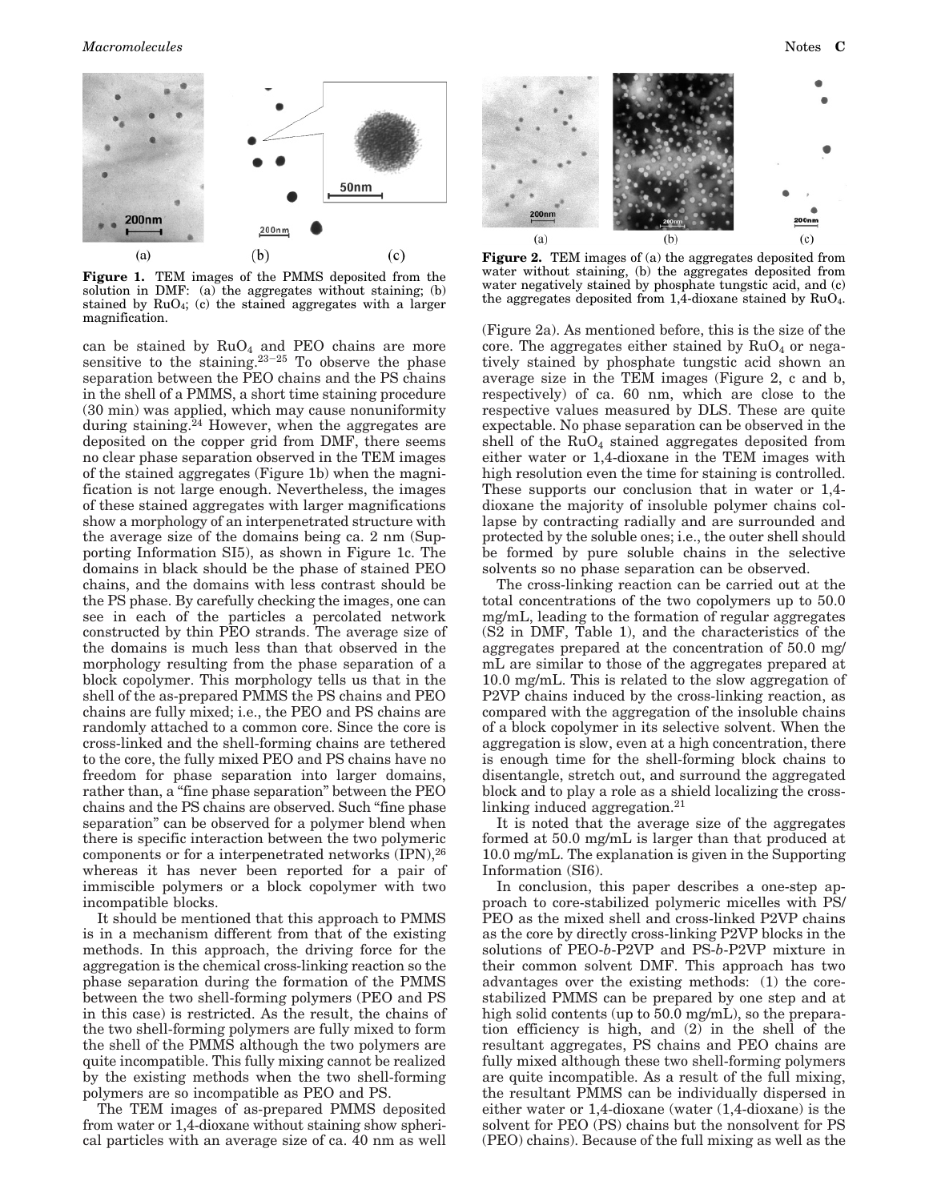**Figure 1.** TEM images of the PMMS deposited from the solution in DMF: (a) the aggregates without staining; (b) stained by $RuO_4$; (c) the stained aggregates with a larger magnification.

can be stained by $RuO_4$ and PEO chains are more sensitive to the staining.[23–25] To observe the phase separation between the PEO chains and the PS chains in the shell of a PMMS, a short time staining procedure (30 min) was applied, which may cause nonuniformity during staining.[24] However, when the aggregates are deposited on the copper grid from DMF, there seems no clear phase separation observed in the TEM images of the stained aggregates (Figure 1b) when the magnification is not large enough. Nevertheless, the images of these stained aggregates with larger magnifications show a morphology of an interpenetrated structure with the average size of the domains being ca. 2 nm (Supporting Information SI5), as shown in Figure 1c. The domains in black should be the phase of stained PEO chains, and the domains with less contrast should be the PS phase. By carefully checking the images, one can see in each of the particles a percolated network constructed by thin PEO strands. The average size of the domains is much less than that observed in the morphology resulting from the phase separation of a block copolymer. This morphology tells us that in the shell of the as-prepared PMMS the PS chains and PEO chains are fully mixed; i.e., the PEO and PS chains are randomly attached to a common core. Since the core is cross-linked and the shell-forming chains are tethered to the core, the fully mixed PEO and PS chains have no freedom for phase separation into larger domains, rather than, a "fine phase separation" between the PEO chains and the PS chains are observed. Such "fine phase separation" can be observed for a polymer blend when there is specific interaction between the two polymeric components or for a interpenetrated networks (IPN),[26] whereas it has never been reported for a pair of immiscible polymers or a block copolymer with two incompatible blocks.

It should be mentioned that this approach to PMMS is in a mechanism different from that of the existing methods. In this approach, the driving force for the aggregation is the chemical cross-linking reaction so the phase separation during the formation of the PMMS between the two shell-forming polymers (PEO and PS in this case) is restricted. As the result, the chains of the two shell-forming polymers are fully mixed to form the shell of the PMMS although the two polymers are quite incompatible. This fully mixing cannot be realized by the existing methods when the two shell-forming polymers are so incompatible as PEO and PS.

The TEM images of as-prepared PMMS deposited from water or 1,4-dioxane without staining show spherical particles with an average size of ca. 40 nm as well (Figure 2a). As mentioned before, this is the size of the core. The aggregates either stained by $RuO_4$ or negatively stained by phosphate tungstic acid shown an average size in the TEM images (Figure 2, c and b, respectively) of ca. 60 nm, which are close to the respective values measured by DLS. These are quite expectable. No phase separation can be observed in the shell of the $RuO_4$ stained aggregates deposited from either water or 1,4-dioxane in the TEM images with high resolution even the time for staining is controlled. These supports our conclusion that in water or 1,4-dioxane the majority of insoluble polymer chains collapse by contracting radially and are surrounded and protected by the soluble ones; i.e., the outer shell should be formed by pure soluble chains in the selective solvents so no phase separation can be observed.

**Figure 2.** TEM images of (a) the aggregates deposited from water without staining, (b) the aggregates deposited from water negatively stained by phosphate tungstic acid, and (c) the aggregates deposited from 1,4-dioxane stained by $RuO_4$.

The cross-linking reaction can be carried out at the total concentrations of the two copolymers up to 50.0 mg/mL, leading to the formation of regular aggregates (S2 in DMF, Table 1), and the characteristics of the aggregates prepared at the concentration of 50.0 mg/mL are similar to those of the aggregates prepared at 10.0 mg/mL. This is related to the slow aggregation of P2VP chains induced by the cross-linking reaction, as compared with the aggregation of the insoluble chains of a block copolymer in its selective solvent. When the aggregation is slow, even at a high concentration, there is enough time for the shell-forming block chains to disentangle, stretch out, and surround the aggregated block and to play a role as a shield localizing the cross-linking induced aggregation.[21]

It is noted that the average size of the aggregates formed at 50.0 mg/mL is larger than that produced at 10.0 mg/mL. The explanation is given in the Supporting Information (SI6).

In conclusion, this paper describes a one-step approach to core-stabilized polymeric micelles with PS/PEO as the mixed shell and cross-linked P2VP chains as the core by directly cross-linking P2VP blocks in the solutions of PEO-*b*-P2VP and PS-*b*-P2VP mixture in their common solvent DMF. This approach has two advantages over the existing methods: (1) the core-stabilized PMMS can be prepared by one step and at high solid contents (up to 50.0 mg/mL), so the preparation efficiency is high, and (2) in the shell of the resultant aggregates, PS chains and PEO chains are fully mixed although these two shell-forming polymers are quite incompatible. As a result of the full mixing, the resultant PMMS can be individually dispersed in either water or 1,4-dioxane (water (1,4-dioxane) is the solvent for PEO (PS) chains but the nonsolvent for PS (PEO) chains). Because of the full mixing as well as the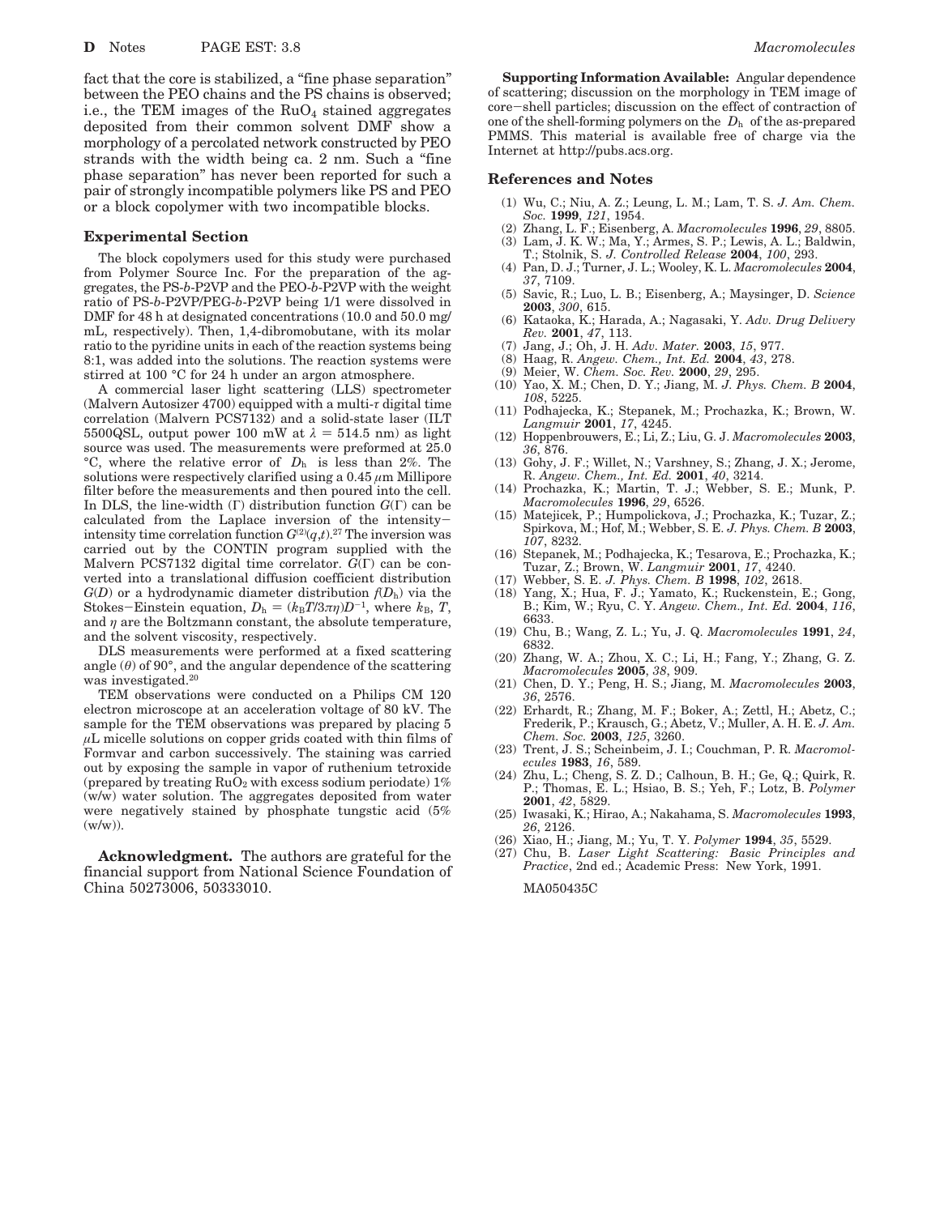fact that the core is stabilized, a "fine phase separation" between the PEO chains and the PS chains is observed; i.e., the TEM images of the $RuO_4$ stained aggregates deposited from their common solvent DMF show a morphology of a percolated network constructed by PEO strands with the width being ca. 2 nm. Such a "fine phase separation" has never been reported for such a pair of strongly incompatible polymers like PS and PEO or a block copolymer with two incompatible blocks.

## Experimental Section

The block copolymers used for this study were purchased from Polymer Source Inc. For the preparation of the aggregates, the PS-*b*-P2VP and the PEO-*b*-P2VP with the weight ratio of PS-*b*-P2VP/PEG-*b*-P2VP being 1/1 were dissolved in DMF for 48 h at designated concentrations (10.0 and 50.0 mg/mL, respectively). Then, 1,4-dibromobutane, with its molar ratio to the pyridine units in each of the reaction systems being 8:1, was added into the solutions. The reaction systems were stirred at 100 °C for 24 h under an argon atmosphere.

A commercial laser light scattering (LLS) spectrometer (Malvern Autosizer 4700) equipped with a multi-$\tau$ digital time correlation (Malvern PCS7132) and a solid-state laser (ILT 5500QSL, output power 100 mW at $\lambda = 514.5$ nm) as light source was used. The measurements were preformed at 25.0 °C, where the relative error of $D_h$ is less than 2%. The solutions were respectively clarified using a 0.45 $\mu$m Millipore filter before the measurements and then poured into the cell. In DLS, the line-width ($\Gamma$) distribution function $G(\Gamma)$ can be calculated from the Laplace inversion of the intensity–intensity time correlation function $G^{(2)}(q,t)$.[27] The inversion was carried out by the CONTIN program supplied with the Malvern PCS7132 digital time correlator. $G(\Gamma)$ can be converted into a translational diffusion coefficient distribution $G(D)$ or a hydrodynamic diameter distribution $f(D_h)$ via the Stokes–Einstein equation, $D_h = (k_BT/3\pi\eta)D^{-1}$, where $k_B$, $T$, and $\eta$ are the Boltzmann constant, the absolute temperature, and the solvent viscosity, respectively.

DLS measurements were performed at a fixed scattering angle ($\theta$) of 90°, and the angular dependence of the scattering was investigated.[20]

TEM observations were conducted on a Philips CM 120 electron microscope at an acceleration voltage of 80 kV. The sample for the TEM observations was prepared by placing 5 $\mu$L micelle solutions on copper grids coated with thin films of Formvar and carbon successively. The staining was carried out by exposing the sample in vapor of ruthenium tetroxide (prepared by treating $RuO_2$ with excess sodium periodate) 1% (w/w) water solution. The aggregates deposited from water were negatively stained by phosphate tungstic acid (5% (w/w)).

**Acknowledgment.** The authors are grateful for the financial support from National Science Foundation of China 50273006, 50333010.

**Supporting Information Available:** Angular dependence of scattering; discussion on the morphology in TEM image of core–shell particles; discussion on the effect of contraction of one of the shell-forming polymers on the $D_h$ of the as-prepared PMMS. This material is available free of charge via the Internet at http://pubs.acs.org.

## References and Notes

(1) Wu, C.; Niu, A. Z.; Leung, L. M.; Lam, T. S. *J. Am. Chem. Soc.* **1999**, *121*, 1954.
(2) Zhang, L. F.; Eisenberg, A. *Macromolecules* **1996**, *29*, 8805.
(3) Lam, J. K. W.; Ma, Y.; Armes, S. P.; Lewis, A. L.; Baldwin, T.; Stolnik, S. *J. Controlled Release* **2004**, *100*, 293.
(4) Pan, D. J.; Turner, J. L.; Wooley, K. L. *Macromolecules* **2004**, *37*, 7109.
(5) Savic, R.; Luo, L. B.; Eisenberg, A.; Maysinger, D. *Science* **2003**, *300*, 615.
(6) Kataoka, K.; Harada, A.; Nagasaki, Y. *Adv. Drug Delivery Rev.* **2001**, *47*, 113.
(7) Jang, J.; Oh, J. H. *Adv. Mater.* **2003**, *15*, 977.
(8) Haag, R. *Angew. Chem., Int. Ed.* **2004**, *43*, 278.
(9) Meier, W. *Chem. Soc. Rev.* **2000**, *29*, 295.
(10) Yao, X. M.; Chen, D. Y.; Jiang, M. *J. Phys. Chem. B* **2004**, *108*, 5225.
(11) Podhajecka, K.; Stepanek, M.; Prochazka, K.; Brown, W. *Langmuir* **2001**, *17*, 4245.
(12) Hoppenbrouwers, E.; Li, Z.; Liu, G. J. *Macromolecules* **2003**, *36*, 876.
(13) Gohy, J. F.; Willet, N.; Varshney, S.; Zhang, J. X.; Jerome, R. *Angew. Chem., Int. Ed.* **2001**, *40*, 3214.
(14) Prochazka, K.; Martin, T. J.; Webber, S. E.; Munk, P. *Macromolecules* **1996**, *29*, 6526.
(15) Matejicek, P.; Humpolickova, J.; Prochazka, K.; Tuzar, Z.; Spirkova, M.; Hof, M.; Webber, S. E. *J. Phys. Chem. B* **2003**, *107*, 8232.
(16) Stepanek, M.; Podhajecka, K.; Tesarova, E.; Prochazka, K.; Tuzar, Z.; Brown, W. *Langmuir* **2001**, *17*, 4240.
(17) Webber, S. E. *J. Phys. Chem. B* **1998**, *102*, 2618.
(18) Yang, X.; Hua, F. J.; Yamato, K.; Ruckenstein, E.; Gong, B.; Kim, W.; Ryu, C. Y. *Angew. Chem., Int. Ed.* **2004**, *116*, 6633.
(19) Chu, B.; Wang, Z. L.; Yu, J. Q. *Macromolecules* **1991**, *24*, 6832.
(20) Zhang, W. A.; Zhou, X. C.; Li, H.; Fang, Y.; Zhang, G. Z. *Macromolecules* **2005**, *38*, 909.
(21) Chen, D. Y.; Peng, H. S.; Jiang, M. *Macromolecules* **2003**, *36*, 2576.
(22) Erhardt, R.; Zhang, M. F.; Boker, A.; Zettl, H.; Abetz, C.; Frederik, P.; Krausch, G.; Abetz, V.; Muller, A. H. E. *J. Am. Chem. Soc.* **2003**, *125*, 3260.
(23) Trent, J. S.; Scheinbeim, J. I.; Couchman, P. R. *Macromolecules* **1983**, *16*, 589.
(24) Zhu, L.; Cheng, S. Z. D.; Calhoun, B. H.; Ge, Q.; Quirk, R. P.; Thomas, E. L.; Hsiao, B. S.; Yeh, F.; Lotz, B. *Polymer* **2001**, *42*, 5829.
(25) Iwasaki, K.; Hirao, A.; Nakahama, S. *Macromolecules* **1993**, *26*, 2126.
(26) Xiao, H.; Jiang, M.; Yu, T. Y. *Polymer* **1994**, *35*, 5529.
(27) Chu, B. *Laser Light Scattering: Basic Principles and Practice*, 2nd ed.; Academic Press: New York, 1991.

MA050435C